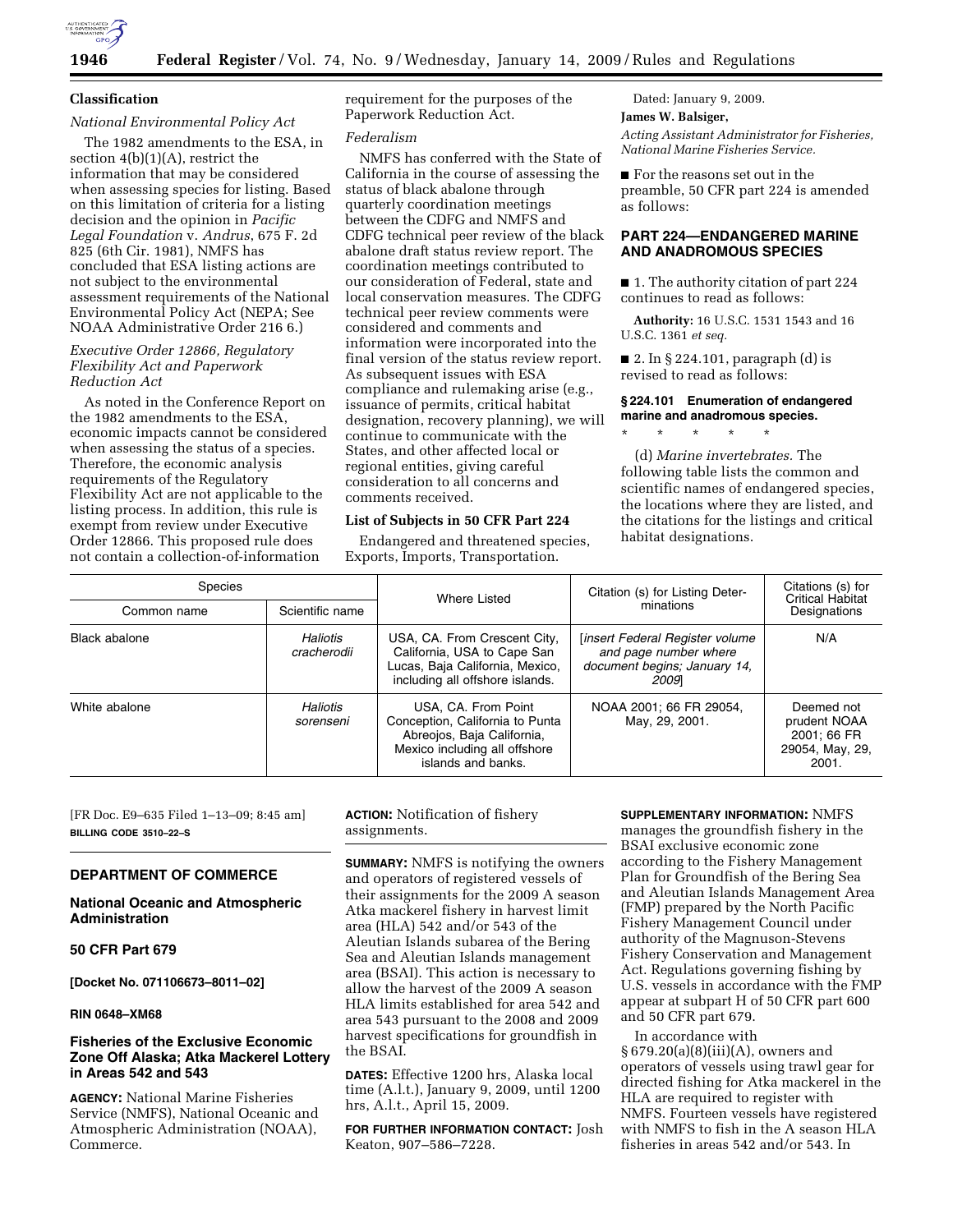## Classification

### *National Environmental Policy Act*

The 1982 amendments to the ESA, in section 4(b)(1)(A), restrict the information that may be considered when assessing species for listing. Based on this limitation of criteria for a listing decision and the opinion in *Pacific Legal Foundation* v. *Andrus*, 675 F. 2d 825 (6th Cir. 1981), NMFS has concluded that ESA listing actions are not subject to the environmental assessment requirements of the National Environmental Policy Act (NEPA; See NOAA Administrative Order 216 6.)

### *Executive Order 12866, Regulatory Flexibility Act and Paperwork Reduction Act*

As noted in the Conference Report on the 1982 amendments to the ESA, economic impacts cannot be considered when assessing the status of a species. Therefore, the economic analysis requirements of the Regulatory Flexibility Act are not applicable to the listing process. In addition, this rule is exempt from review under Executive Order 12866. This proposed rule does not contain a collection-of-information requirement for the purposes of the Paperwork Reduction Act.

### *Federalism*

NMFS has conferred with the State of California in the course of assessing the status of black abalone through quarterly coordination meetings between the CDFG and NMFS and CDFG technical peer review of the black abalone draft status review report. The coordination meetings contributed to our consideration of Federal, state and local conservation measures. The CDFG technical peer review comments were considered and comments and information were incorporated into the final version of the status review report. As subsequent issues with ESA compliance and rulemaking arise (e.g., issuance of permits, critical habitat designation, recovery planning), we will continue to communicate with the States, and other affected local or regional entities, giving careful consideration to all concerns and comments received.

## List of Subjects in 50 CFR Part 224

Endangered and threatened species, Exports, Imports, Transportation.

Dated: January 9, 2009.

**James W. Balsiger,**

*Acting Assistant Administrator for Fisheries, National Marine Fisheries Service.*

■ For the reasons set out in the preamble, 50 CFR part 224 is amended as follows:

## PART 224—ENDANGERED MARINE AND ANADROMOUS SPECIES

■ 1. The authority citation of part 224 continues to read as follows:

**Authority:** 16 U.S.C. 1531 1543 and 16 U.S.C. 1361 *et seq.*

■ 2. In § 224.101, paragraph (d) is revised to read as follows:

### § 224.101 Enumeration of endangered marine and anadromous species.

\* \* \* \* \*

(d) *Marine invertebrates.* The following table lists the common and scientific names of endangered species, the locations where they are listed, and the citations for the listings and critical habitat designations.

| Species | | Where Listed | Citation (s) for Listing Determinations | Citations (s) for Critical Habitat Designations |
|---|---|---|---|---|
| Common name | Scientific name | | | |
| Black abalone | *Haliotis cracherodii* | USA, CA. From Crescent City, California, USA to Cape San Lucas, Baja California, Mexico, including all offshore islands. | [*insert Federal Register volume and page number where document begins; January 14, 2009*] | N/A |
| White abalone | *Haliotis sorenseni* | USA, CA. From Point Conception, California to Punta Abreojos, Baja California, Mexico including all offshore islands and banks. | NOAA 2001; 66 FR 29054, May, 29, 2001. | Deemed not prudent NOAA 2001; 66 FR 29054, May, 29, 2001. |

[FR Doc. E9–635 Filed 1–13–09; 8:45 am]

**BILLING CODE 3510–22–S**

## DEPARTMENT OF COMMERCE

### National Oceanic and Atmospheric Administration

### 50 CFR Part 679

**[Docket No. 071106673–8011–02]**

**RIN 0648–XM68**

### Fisheries of the Exclusive Economic Zone Off Alaska; Atka Mackerel Lottery in Areas 542 and 543

**AGENCY:** National Marine Fisheries Service (NMFS), National Oceanic and Atmospheric Administration (NOAA), Commerce.

**ACTION:** Notification of fishery assignments.

**SUMMARY:** NMFS is notifying the owners and operators of registered vessels of their assignments for the 2009 A season Atka mackerel fishery in harvest limit area (HLA) 542 and/or 543 of the Aleutian Islands subarea of the Bering Sea and Aleutian Islands management area (BSAI). This action is necessary to allow the harvest of the 2009 A season HLA limits established for area 542 and area 543 pursuant to the 2008 and 2009 harvest specifications for groundfish in the BSAI.

**DATES:** Effective 1200 hrs, Alaska local time (A.l.t.), January 9, 2009, until 1200 hrs, A.l.t., April 15, 2009.

**FOR FURTHER INFORMATION CONTACT:** Josh Keaton, 907–586–7228.

**SUPPLEMENTARY INFORMATION:** NMFS manages the groundfish fishery in the BSAI exclusive economic zone according to the Fishery Management Plan for Groundfish of the Bering Sea and Aleutian Islands Management Area (FMP) prepared by the North Pacific Fishery Management Council under authority of the Magnuson-Stevens Fishery Conservation and Management Act. Regulations governing fishing by U.S. vessels in accordance with the FMP appear at subpart H of 50 CFR part 600 and 50 CFR part 679.

In accordance with § 679.20(a)(8)(iii)(A), owners and operators of vessels using trawl gear for directed fishing for Atka mackerel in the HLA are required to register with NMFS. Fourteen vessels have registered with NMFS to fish in the A season HLA fisheries in areas 542 and/or 543. In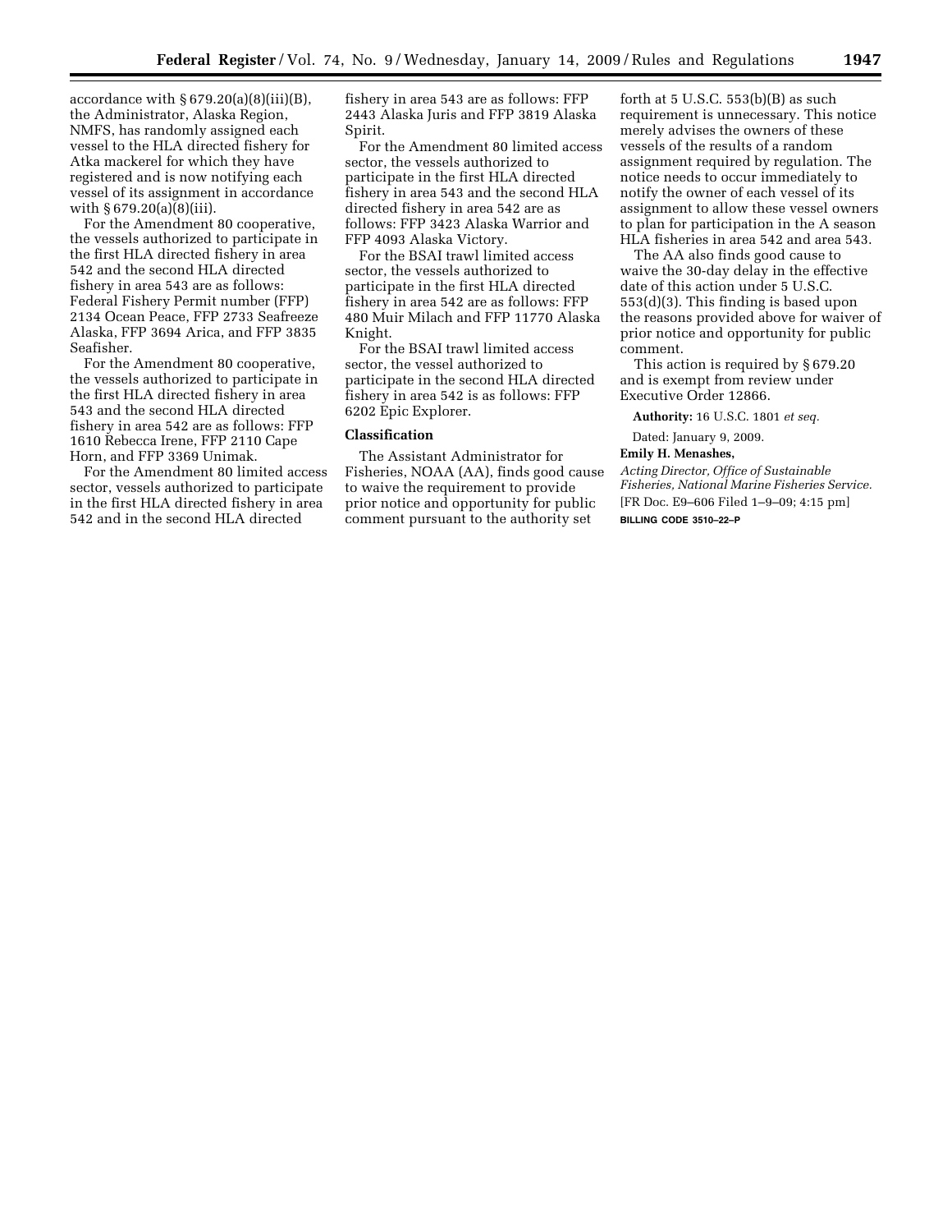accordance with § 679.20(a)(8)(iii)(B), the Administrator, Alaska Region, NMFS, has randomly assigned each vessel to the HLA directed fishery for Atka mackerel for which they have registered and is now notifying each vessel of its assignment in accordance with § 679.20(a)(8)(iii).

For the Amendment 80 cooperative, the vessels authorized to participate in the first HLA directed fishery in area 542 and the second HLA directed fishery in area 543 are as follows: Federal Fishery Permit number (FFP) 2134 Ocean Peace, FFP 2733 Seafreeze Alaska, FFP 3694 Arica, and FFP 3835 Seafisher.

For the Amendment 80 cooperative, the vessels authorized to participate in the first HLA directed fishery in area 543 and the second HLA directed fishery in area 542 are as follows: FFP 1610 Rebecca Irene, FFP 2110 Cape Horn, and FFP 3369 Unimak.

For the Amendment 80 limited access sector, vessels authorized to participate in the first HLA directed fishery in area 542 and in the second HLA directed fishery in area 543 are as follows: FFP 2443 Alaska Juris and FFP 3819 Alaska Spirit.

For the Amendment 80 limited access sector, the vessels authorized to participate in the first HLA directed fishery in area 543 and the second HLA directed fishery in area 542 are as follows: FFP 3423 Alaska Warrior and FFP 4093 Alaska Victory.

For the BSAI trawl limited access sector, the vessels authorized to participate in the first HLA directed fishery in area 542 are as follows: FFP 480 Muir Milach and FFP 11770 Alaska Knight.

For the BSAI trawl limited access sector, the vessel authorized to participate in the second HLA directed fishery in area 542 is as follows: FFP 6202 Epic Explorer.

## Classification

The Assistant Administrator for Fisheries, NOAA (AA), finds good cause to waive the requirement to provide prior notice and opportunity for public comment pursuant to the authority set forth at 5 U.S.C. 553(b)(B) as such requirement is unnecessary. This notice merely advises the owners of these vessels of the results of a random assignment required by regulation. The notice needs to occur immediately to notify the owner of each vessel of its assignment to allow these vessel owners to plan for participation in the A season HLA fisheries in area 542 and area 543.

The AA also finds good cause to waive the 30-day delay in the effective date of this action under 5 U.S.C. 553(d)(3). This finding is based upon the reasons provided above for waiver of prior notice and opportunity for public comment.

This action is required by § 679.20 and is exempt from review under Executive Order 12866.

**Authority:** 16 U.S.C. 1801 *et seq.*

Dated: January 9, 2009.

**Emily H. Menashes,**

*Acting Director, Office of Sustainable Fisheries, National Marine Fisheries Service.*

[FR Doc. E9–606 Filed 1–9–09; 4:15 pm]

**BILLING CODE 3510–22–P**